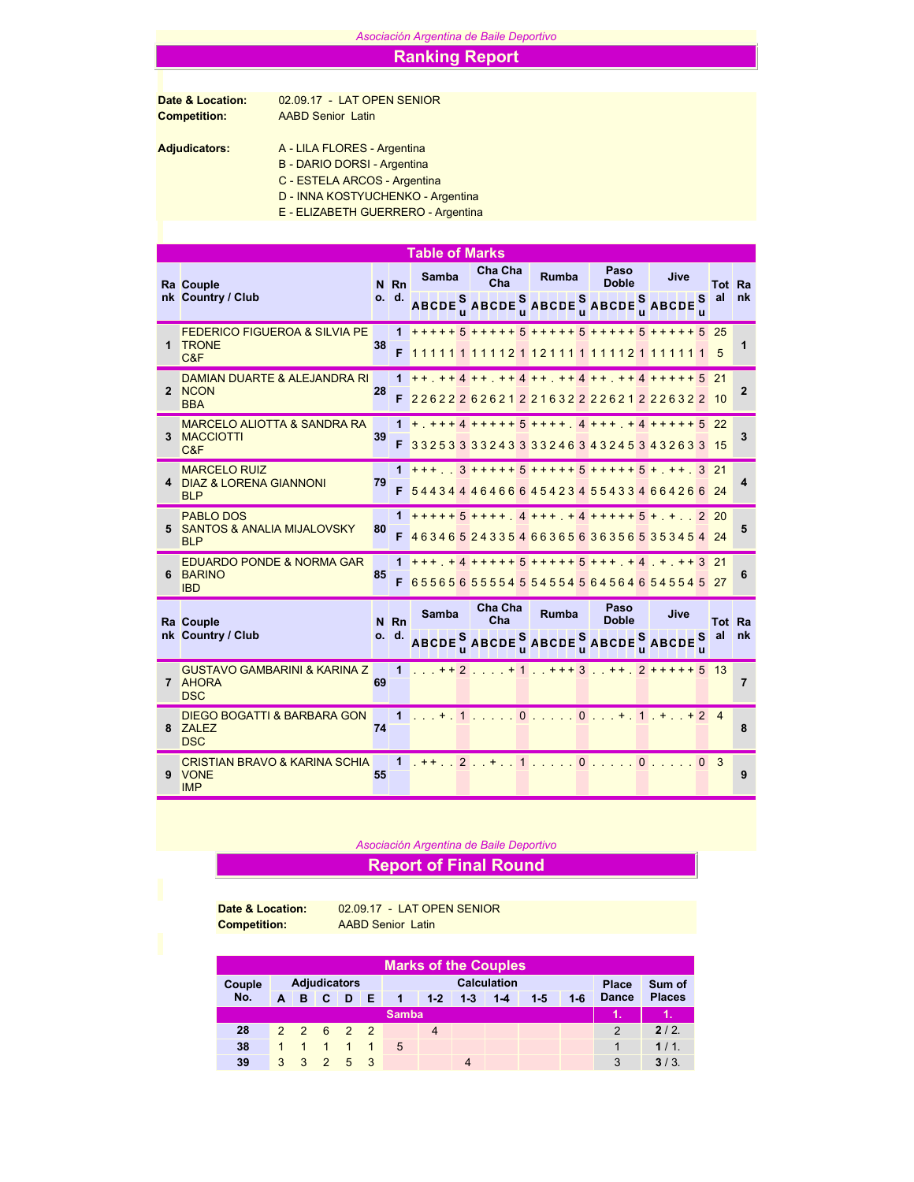*Asociación Argentina de Baile Deportivo*

# Ranking Report

**Date & Location:** 02.09.17 - LAT OPEN SENIOR

**Competition:** AABD Senior Latin

**Adjudicators:**
A - LILA FLORES - Argentina
B - DARIO DORSI - Argentina
C - ESTELA ARCOS - Argentina
D - INNA KOSTYUCHENKO - Argentina
E - ELIZABETH GUERRERO - Argentina

## Table of Marks

| Rank | Couple Country / Club | No. | Rnd. | Samba ABCDE | Su | Cha Cha Cha ABCDE | Su | Rumba ABCDE | Su | Paso Doble ABCDE | Su | Jive ABCDE | Su | Total | Rank |
|---|---|---|---|---|---|---|---|---|---|---|---|---|---|---|---|
| 1 | FEDERICO FIGUEROA & SILVIA PETRONE C&F | 38 | 1 | +++++ | 5 | +++++ | 5 | +++++ | 5 | +++++ | 5 | +++++ | 5 | 25 | 1 |
| | | | F | 11111 | 1 | 11112 | 1 | 12111 | 1 | 11112 | 1 | 11111 | 1 | 5 | |
| 2 | DAMIAN DUARTE & ALEJANDRA RINCON BBA | 28 | 1 | ++.++ | 4 | ++.++ | 4 | ++.++ | 4 | ++.++ | 4 | +++++ | 5 | 21 | 2 |
| | | | F | 22622 | 2 | 62621 | 2 | 21632 | 2 | 22621 | 2 | 22632 | 2 | 10 | |
| 3 | MARCELO ALIOTTA & SANDRA RAMACCIOTTI C&F | 39 | 1 | +.+++ | 4 | +++++ | 5 | ++++. | 4 | +++.+ | 4 | +++++ | 5 | 22 | 3 |
| | | | F | 33253 | 3 | 33243 | 3 | 33246 | 3 | 43245 | 3 | 43263 | 3 | 15 | |
| 4 | MARCELO RUIZ DIAZ & LORENA GIANNONI BLP | 79 | 1 | +++.. | 3 | +++++ | 5 | +++++ | 5 | +++++ | 5 | +.++. | 3 | 21 | 4 |
| | | | F | 54434 | 4 | 46466 | 6 | 45423 | 4 | 55433 | 4 | 66426 | 6 | 24 | |
| 5 | PABLO DOS SANTOS & ANALIA MIJALOVSKY BLP | 80 | 1 | +++++ | 5 | ++++. | 4 | +++.+ | 4 | +++++ | 5 | +.+.. | 2 | 20 | 5 |
| | | | F | 46346 | 5 | 24335 | 4 | 66365 | 6 | 36356 | 5 | 35345 | 4 | 24 | |
| 6 | EDUARDO PONDE & NORMA GARBARINO IBD | 85 | 1 | +++.+ | 4 | +++++ | 5 | +++++ | 5 | +++.+ | 4 | .+.++ | 3 | 21 | 6 |
| | | | F | 65565 | 6 | 55554 | 5 | 54554 | 5 | 64564 | 6 | 54554 | 5 | 27 | |
| 7 | GUSTAVO GAMBARINI & KARINA ZAHORA DSC | 69 | 1 | ...++ | 2 | ....+ | 1 | ..+++ | 3 | ..++. | 2 | +++++ | 5 | 13 | 7 |
| 8 | DIEGO BOGATTI & BARBARA GONZALEZ DSC | 74 | 1 | ...+. | 1 | ..... | 0 | ..... | 0 | ...+. | 1 | .+..+ | 2 | 4 | 8 |
| 9 | CRISTIAN BRAVO & KARINA SCHIAVONE IMP | 55 | 1 | .++.. | 2 | ..+.. | 1 | ..... | 0 | ..... | 0 | ..... | 0 | 3 | 9 |

*Asociación Argentina de Baile Deportivo*

# Report of Final Round

**Date & Location:** 02.09.17 - LAT OPEN SENIOR

**Competition:** AABD Senior Latin

## Marks of the Couples

| Couple No. | A | B | C | D | E | 1 | 1-2 | 1-3 | 1-4 | 1-5 | 1-6 | Place Dance | Sum of Places |
|---|---|---|---|---|---|---|---|---|---|---|---|---|---|
| **Samba** | | | | | | | | | | | | **1.** | **1.** |
| 28 | 2 | 2 | 6 | 2 | 2 | | 4 | | | | | 2 | **2** / 2. |
| 38 | 1 | 1 | 1 | 1 | 1 | 5 | | | | | | 1 | **1** / 1. |
| 39 | 3 | 3 | 2 | 5 | 3 | | | 4 | | | | 3 | **3** / 3. |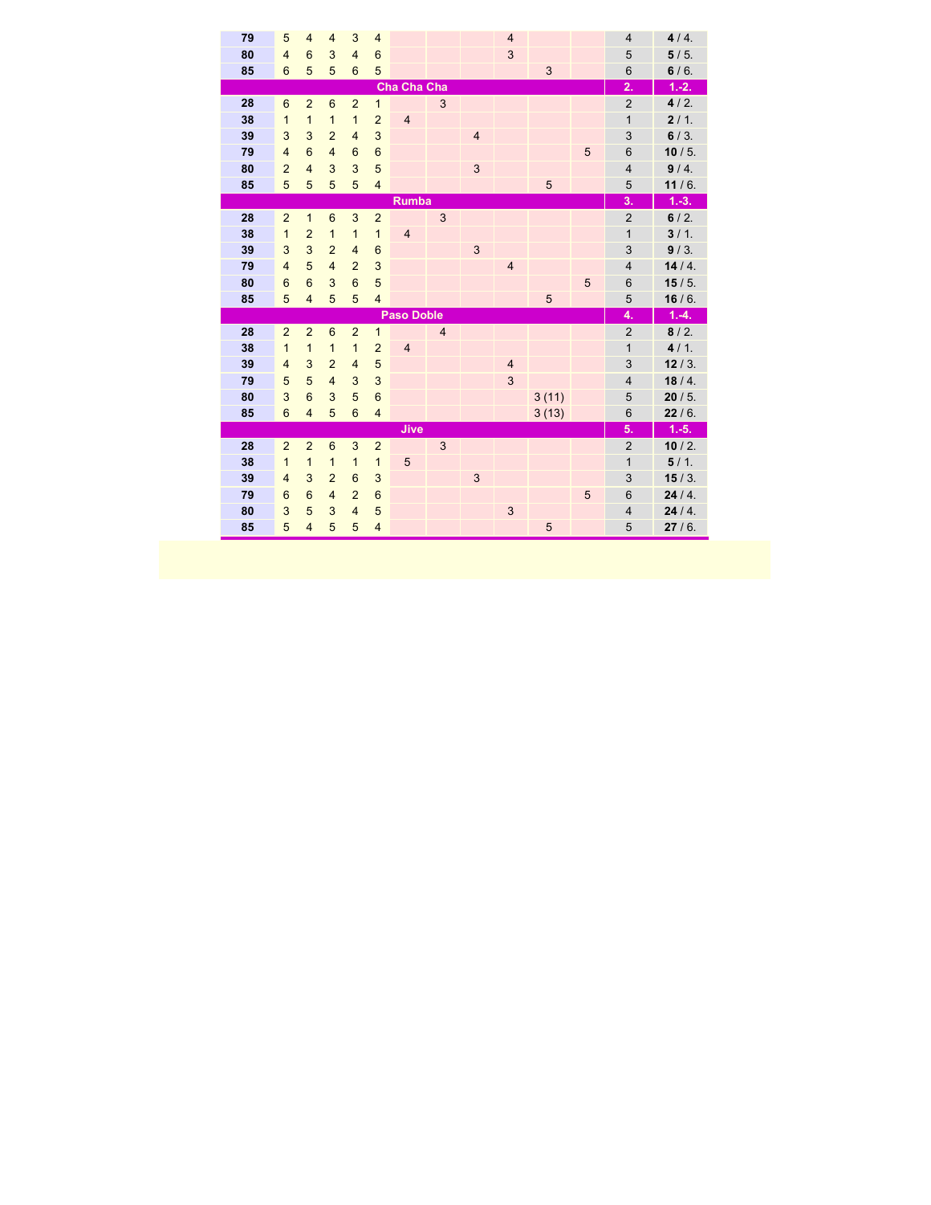| | | | | | | | | | | | | | |
|---|---|---|---|---|---|---|---|---|---|---|---|---|---|
| **79** | 5 | 4 | 4 | 3 | 4 | | | | 4 | | | 4 | **4** / 4. |
| **80** | 4 | 6 | 3 | 4 | 6 | | | | 3 | | | 5 | **5** / 5. |
| **85** | 6 | 5 | 5 | 6 | 5 | | | | | 3 | | 6 | **6** / 6. |
| **Cha Cha Cha** | | | | | | | | | | | | **2.** | **1.-2.** |
| **28** | 6 | 2 | 6 | 2 | 1 | | 3 | | | | | 2 | **4** / 2. |
| **38** | 1 | 1 | 1 | 1 | 2 | 4 | | | | | | 1 | **2** / 1. |
| **39** | 3 | 3 | 2 | 4 | 3 | | | 4 | | | | 3 | **6** / 3. |
| **79** | 4 | 6 | 4 | 6 | 6 | | | | | | 5 | 6 | **10** / 5. |
| **80** | 2 | 4 | 3 | 3 | 5 | | | 3 | | | | 4 | **9** / 4. |
| **85** | 5 | 5 | 5 | 5 | 4 | | | | | 5 | | 5 | **11** / 6. |
| **Rumba** | | | | | | | | | | | | **3.** | **1.-3.** |
| **28** | 2 | 1 | 6 | 3 | 2 | | 3 | | | | | 2 | **6** / 2. |
| **38** | 1 | 2 | 1 | 1 | 1 | 4 | | | | | | 1 | **3** / 1. |
| **39** | 3 | 3 | 2 | 4 | 6 | | | 3 | | | | 3 | **9** / 3. |
| **79** | 4 | 5 | 4 | 2 | 3 | | | | 4 | | | 4 | **14** / 4. |
| **80** | 6 | 6 | 3 | 6 | 5 | | | | | | 5 | 6 | **15** / 5. |
| **85** | 5 | 4 | 5 | 5 | 4 | | | | | 5 | | 5 | **16** / 6. |
| **Paso Doble** | | | | | | | | | | | | **4.** | **1.-4.** |
| **28** | 2 | 2 | 6 | 2 | 1 | | 4 | | | | | 2 | **8** / 2. |
| **38** | 1 | 1 | 1 | 1 | 2 | 4 | | | | | | 1 | **4** / 1. |
| **39** | 4 | 3 | 2 | 4 | 5 | | | | 4 | | | 3 | **12** / 3. |
| **79** | 5 | 5 | 4 | 3 | 3 | | | | 3 | | | 4 | **18** / 4. |
| **80** | 3 | 6 | 3 | 5 | 6 | | | | | 3 (11) | | 5 | **20** / 5. |
| **85** | 6 | 4 | 5 | 6 | 4 | | | | | 3 (13) | | 6 | **22** / 6. |
| **Jive** | | | | | | | | | | | | **5.** | **1.-5.** |
| **28** | 2 | 2 | 6 | 3 | 2 | | 3 | | | | | 2 | **10** / 2. |
| **38** | 1 | 1 | 1 | 1 | 1 | 5 | | | | | | 1 | **5** / 1. |
| **39** | 4 | 3 | 2 | 6 | 3 | | | 3 | | | | 3 | **15** / 3. |
| **79** | 6 | 6 | 4 | 2 | 6 | | | | | | 5 | 6 | **24** / 4. |
| **80** | 3 | 5 | 3 | 4 | 5 | | | | 3 | | | 4 | **24** / 4. |
| **85** | 5 | 4 | 5 | 5 | 4 | | | | | 5 | | 5 | **27** / 6. |